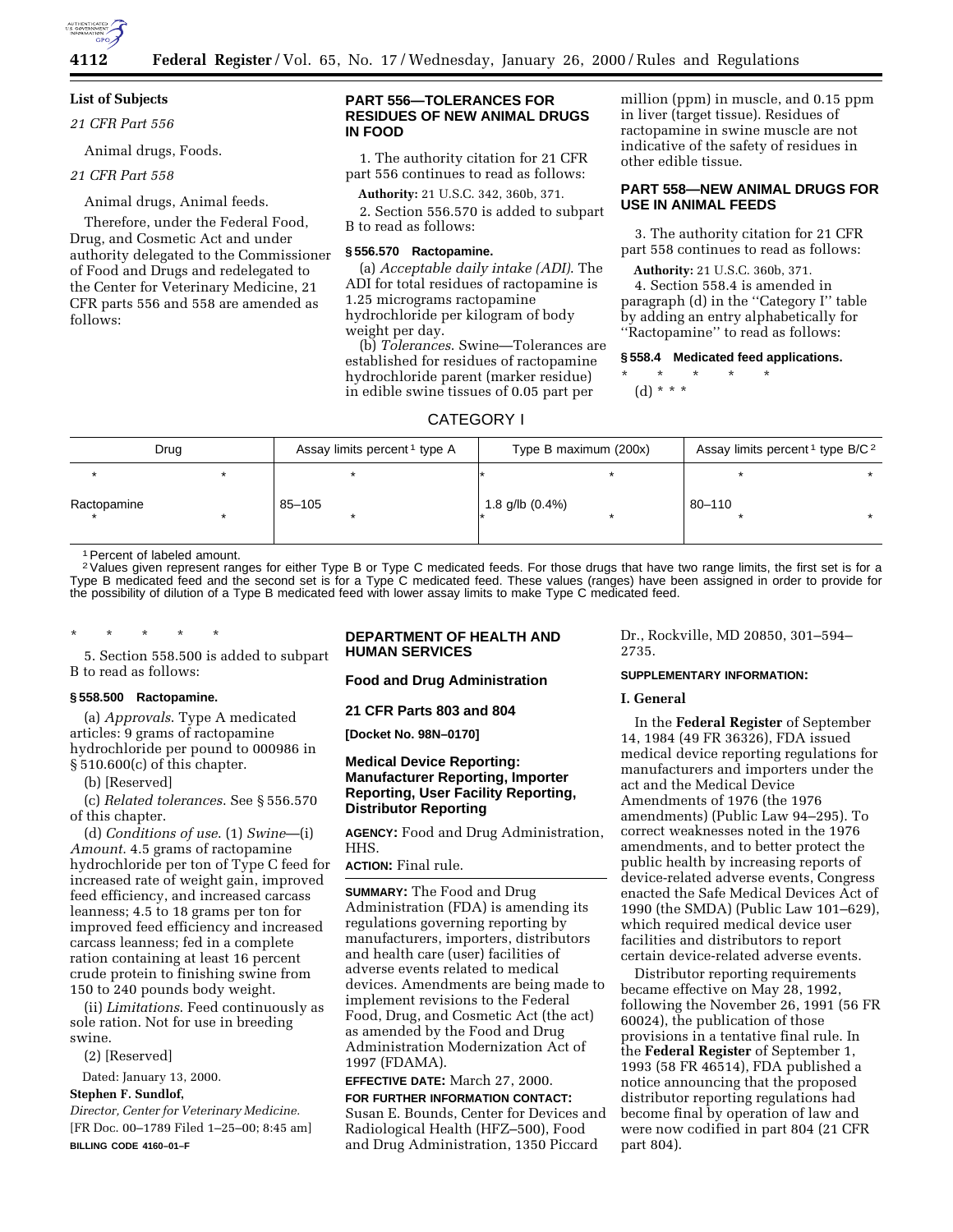**List of Subjects**

*21 CFR Part 556*

Animal drugs, Foods.

*21 CFR Part 558*

Animal drugs, Animal feeds.

Therefore, under the Federal Food, Drug, and Cosmetic Act and under authority delegated to the Commissioner of Food and Drugs and redelegated to the Center for Veterinary Medicine, 21 CFR parts 556 and 558 are amended as follows:

## PART 556—TOLERANCES FOR RESIDUES OF NEW ANIMAL DRUGS IN FOOD

1. The authority citation for 21 CFR part 556 continues to read as follows:

**Authority:** 21 U.S.C. 342, 360b, 371.

2. Section 556.570 is added to subpart B to read as follows:

### § 556.570 Ractopamine.

(a) *Acceptable daily intake (ADI).* The ADI for total residues of ractopamine is 1.25 micrograms ractopamine hydrochloride per kilogram of body weight per day.

(b) *Tolerances.* Swine—Tolerances are established for residues of ractopamine hydrochloride parent (marker residue) in edible swine tissues of 0.05 part per million (ppm) in muscle, and 0.15 ppm in liver (target tissue). Residues of ractopamine in swine muscle are not indicative of the safety of residues in other edible tissue.

## PART 558—NEW ANIMAL DRUGS FOR USE IN ANIMAL FEEDS

3. The authority citation for 21 CFR part 558 continues to read as follows:

**Authority:** 21 U.S.C. 360b, 371.

4. Section 558.4 is amended in paragraph (d) in the ''Category I'' table by adding an entry alphabetically for ''Ractopamine'' to read as follows:

### § 558.4 Medicated feed applications.

\* \* \* \* \*

(d) \* \* \*

CATEGORY I

| Drug | Assay limits percent[1] type A | Type B maximum (200x) | Assay limits percent[1] type B/C[2] |
|---|---|---|---|
| \* \* | \* | \* \* | \* \* |
| Ractopamine | 85–105 | 1.8 g/lb (0.4%) | 80–110 |
| \* \* | \* | \* \* | \* \* |

[1] Percent of labeled amount.

[2] Values given represent ranges for either Type B or Type C medicated feeds. For those drugs that have two range limits, the first set is for a Type B medicated feed and the second set is for a Type C medicated feed. These values (ranges) have been assigned in order to provide for the possibility of dilution of a Type B medicated feed with lower assay limits to make Type C medicated feed.

\* \* \* \* \*

5. Section 558.500 is added to subpart B to read as follows:

### § 558.500 Ractopamine.

(a) *Approvals.* Type A medicated articles: 9 grams of ractopamine hydrochloride per pound to 000986 in § 510.600(c) of this chapter.

(b) [Reserved]

(c) *Related tolerances.* See § 556.570 of this chapter.

(d) *Conditions of use.* (1) *Swine*—(i) *Amount.* 4.5 grams of ractopamine hydrochloride per ton of Type C feed for increased rate of weight gain, improved feed efficiency, and increased carcass leanness; 4.5 to 18 grams per ton for improved feed efficiency and increased carcass leanness; fed in a complete ration containing at least 16 percent crude protein to finishing swine from 150 to 240 pounds body weight.

(ii) *Limitations.* Feed continuously as sole ration. Not for use in breeding swine.

(2) [Reserved]

Dated: January 13, 2000.

**Stephen F. Sundlof,**

*Director, Center for Veterinary Medicine.*

[FR Doc. 00–1789 Filed 1–25–00; 8:45 am]

**BILLING CODE 4160–01–F**

## DEPARTMENT OF HEALTH AND HUMAN SERVICES

## Food and Drug Administration

## 21 CFR Parts 803 and 804

**[Docket No. 98N–0170]**

## Medical Device Reporting: Manufacturer Reporting, Importer Reporting, User Facility Reporting, Distributor Reporting

**AGENCY:** Food and Drug Administration, HHS.

**ACTION:** Final rule.

**SUMMARY:** The Food and Drug Administration (FDA) is amending its regulations governing reporting by manufacturers, importers, distributors and health care (user) facilities of adverse events related to medical devices. Amendments are being made to implement revisions to the Federal Food, Drug, and Cosmetic Act (the act) as amended by the Food and Drug Administration Modernization Act of 1997 (FDAMA).

**EFFECTIVE DATE:** March 27, 2000.

**FOR FURTHER INFORMATION CONTACT:** Susan E. Bounds, Center for Devices and Radiological Health (HFZ–500), Food and Drug Administration, 1350 Piccard Dr., Rockville, MD 20850, 301–594–2735.

**SUPPLEMENTARY INFORMATION:**

**I. General**

In the **Federal Register** of September 14, 1984 (49 FR 36326), FDA issued medical device reporting regulations for manufacturers and importers under the act and the Medical Device Amendments of 1976 (the 1976 amendments) (Public Law 94–295). To correct weaknesses noted in the 1976 amendments, and to better protect the public health by increasing reports of device-related adverse events, Congress enacted the Safe Medical Devices Act of 1990 (the SMDA) (Public Law 101–629), which required medical device user facilities and distributors to report certain device-related adverse events.

Distributor reporting requirements became effective on May 28, 1992, following the November 26, 1991 (56 FR 60024), the publication of those provisions in a tentative final rule. In the **Federal Register** of September 1, 1993 (58 FR 46514), FDA published a notice announcing that the proposed distributor reporting regulations had become final by operation of law and were now codified in part 804 (21 CFR part 804).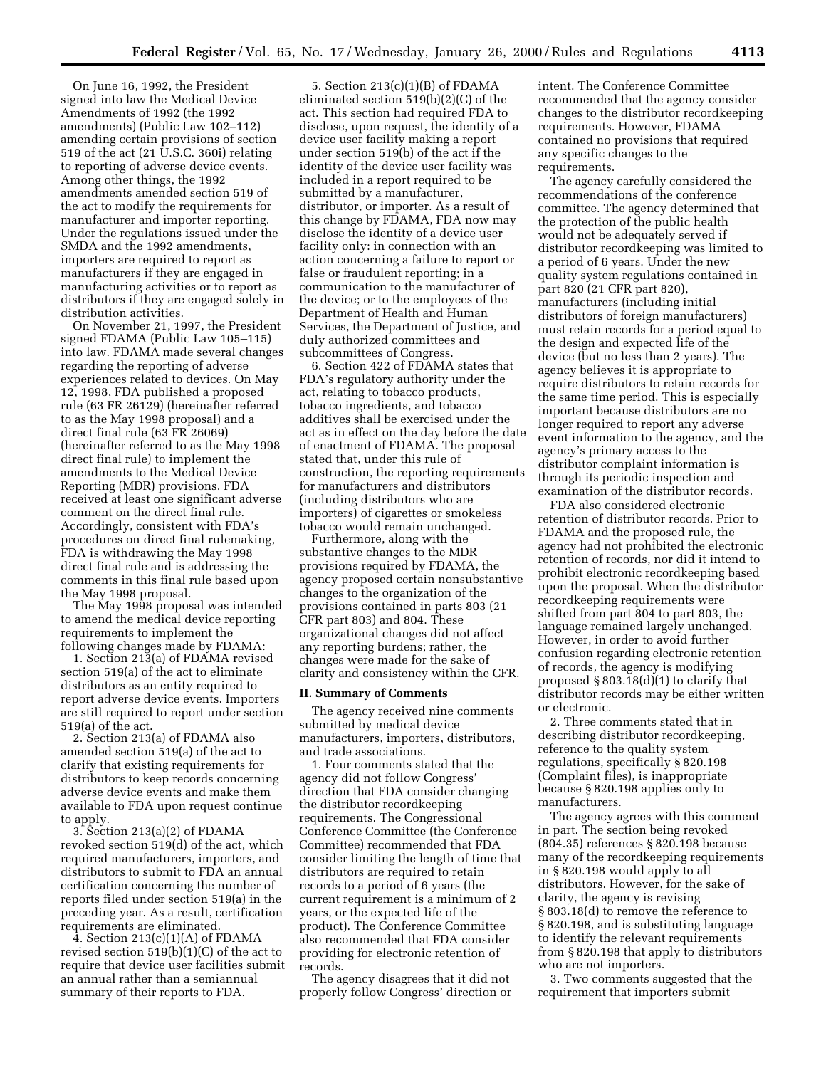On June 16, 1992, the President signed into law the Medical Device Amendments of 1992 (the 1992 amendments) (Public Law 102–112) amending certain provisions of section 519 of the act (21 U.S.C. 360i) relating to reporting of adverse device events. Among other things, the 1992 amendments amended section 519 of the act to modify the requirements for manufacturer and importer reporting. Under the regulations issued under the SMDA and the 1992 amendments, importers are required to report as manufacturers if they are engaged in manufacturing activities or to report as distributors if they are engaged solely in distribution activities.

On November 21, 1997, the President signed FDAMA (Public Law 105–115) into law. FDAMA made several changes regarding the reporting of adverse experiences related to devices. On May 12, 1998, FDA published a proposed rule (63 FR 26129) (hereinafter referred to as the May 1998 proposal) and a direct final rule (63 FR 26069) (hereinafter referred to as the May 1998 direct final rule) to implement the amendments to the Medical Device Reporting (MDR) provisions. FDA received at least one significant adverse comment on the direct final rule. Accordingly, consistent with FDA's procedures on direct final rulemaking, FDA is withdrawing the May 1998 direct final rule and is addressing the comments in this final rule based upon the May 1998 proposal.

The May 1998 proposal was intended to amend the medical device reporting requirements to implement the following changes made by FDAMA:

1. Section 213(a) of FDAMA revised section 519(a) of the act to eliminate distributors as an entity required to report adverse device events. Importers are still required to report under section 519(a) of the act.

2. Section 213(a) of FDAMA also amended section 519(a) of the act to clarify that existing requirements for distributors to keep records concerning adverse device events and make them available to FDA upon request continue to apply.

3. Section 213(a)(2) of FDAMA revoked section 519(d) of the act, which required manufacturers, importers, and distributors to submit to FDA an annual certification concerning the number of reports filed under section 519(a) in the preceding year. As a result, certification requirements are eliminated.

4. Section 213(c)(1)(A) of FDAMA revised section 519(b)(1)(C) of the act to require that device user facilities submit an annual rather than a semiannual summary of their reports to FDA.

5. Section 213(c)(1)(B) of FDAMA eliminated section 519(b)(2)(C) of the act. This section had required FDA to disclose, upon request, the identity of a device user facility making a report under section 519(b) of the act if the identity of the device user facility was included in a report required to be submitted by a manufacturer, distributor, or importer. As a result of this change by FDAMA, FDA now may disclose the identity of a device user facility only: in connection with an action concerning a failure to report or false or fraudulent reporting; in a communication to the manufacturer of the device; or to the employees of the Department of Health and Human Services, the Department of Justice, and duly authorized committees and subcommittees of Congress.

6. Section 422 of FDAMA states that FDA's regulatory authority under the act, relating to tobacco products, tobacco ingredients, and tobacco additives shall be exercised under the act as in effect on the day before the date of enactment of FDAMA. The proposal stated that, under this rule of construction, the reporting requirements for manufacturers and distributors (including distributors who are importers) of cigarettes or smokeless tobacco would remain unchanged.

Furthermore, along with the substantive changes to the MDR provisions required by FDAMA, the agency proposed certain nonsubstantive changes to the organization of the provisions contained in parts 803 (21 CFR part 803) and 804. These organizational changes did not affect any reporting burdens; rather, the changes were made for the sake of clarity and consistency within the CFR.

## II. Summary of Comments

The agency received nine comments submitted by medical device manufacturers, importers, distributors, and trade associations.

1. Four comments stated that the agency did not follow Congress' direction that FDA consider changing the distributor recordkeeping requirements. The Congressional Conference Committee (the Conference Committee) recommended that FDA consider limiting the length of time that distributors are required to retain records to a period of 6 years (the current requirement is a minimum of 2 years, or the expected life of the product). The Conference Committee also recommended that FDA consider providing for electronic retention of records.

The agency disagrees that it did not properly follow Congress' direction or intent. The Conference Committee recommended that the agency consider changes to the distributor recordkeeping requirements. However, FDAMA contained no provisions that required any specific changes to the requirements.

The agency carefully considered the recommendations of the conference committee. The agency determined that the protection of the public health would not be adequately served if distributor recordkeeping was limited to a period of 6 years. Under the new quality system regulations contained in part 820 (21 CFR part 820), manufacturers (including initial distributors of foreign manufacturers) must retain records for a period equal to the design and expected life of the device (but no less than 2 years). The agency believes it is appropriate to require distributors to retain records for the same time period. This is especially important because distributors are no longer required to report any adverse event information to the agency, and the agency's primary access to the distributor complaint information is through its periodic inspection and examination of the distributor records.

FDA also considered electronic retention of distributor records. Prior to FDAMA and the proposed rule, the agency had not prohibited the electronic retention of records, nor did it intend to prohibit electronic recordkeeping based upon the proposal. When the distributor recordkeeping requirements were shifted from part 804 to part 803, the language remained largely unchanged. However, in order to avoid further confusion regarding electronic retention of records, the agency is modifying proposed § 803.18(d)(1) to clarify that distributor records may be either written or electronic.

2. Three comments stated that in describing distributor recordkeeping, reference to the quality system regulations, specifically § 820.198 (Complaint files), is inappropriate because § 820.198 applies only to manufacturers.

The agency agrees with this comment in part. The section being revoked (804.35) references § 820.198 because many of the recordkeeping requirements in § 820.198 would apply to all distributors. However, for the sake of clarity, the agency is revising § 803.18(d) to remove the reference to § 820.198, and is substituting language to identify the relevant requirements from § 820.198 that apply to distributors who are not importers.

3. Two comments suggested that the requirement that importers submit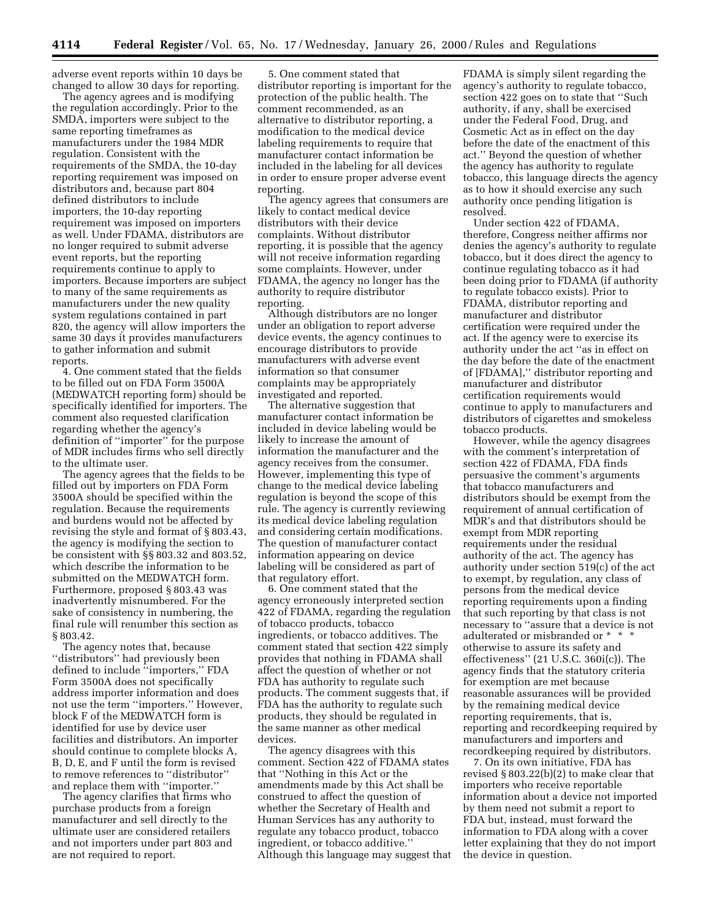adverse event reports within 10 days be changed to allow 30 days for reporting.

The agency agrees and is modifying the regulation accordingly. Prior to the SMDA, importers were subject to the same reporting timeframes as manufacturers under the 1984 MDR regulation. Consistent with the requirements of the SMDA, the 10-day reporting requirement was imposed on distributors and, because part 804 defined distributors to include importers, the 10-day reporting requirement was imposed on importers as well. Under FDAMA, distributors are no longer required to submit adverse event reports, but the reporting requirements continue to apply to importers. Because importers are subject to many of the same requirements as manufacturers under the new quality system regulations contained in part 820, the agency will allow importers the same 30 days it provides manufacturers to gather information and submit reports.

4. One comment stated that the fields to be filled out on FDA Form 3500A (MEDWATCH reporting form) should be specifically identified for importers. The comment also requested clarification regarding whether the agency's definition of ''importer'' for the purpose of MDR includes firms who sell directly to the ultimate user.

The agency agrees that the fields to be filled out by importers on FDA Form 3500A should be specified within the regulation. Because the requirements and burdens would not be affected by revising the style and format of § 803.43, the agency is modifying the section to be consistent with §§ 803.32 and 803.52, which describe the information to be submitted on the MEDWATCH form. Furthermore, proposed § 803.43 was inadvertently misnumbered. For the sake of consistency in numbering, the final rule will renumber this section as § 803.42.

The agency notes that, because ''distributors'' had previously been defined to include ''importers,'' FDA Form 3500A does not specifically address importer information and does not use the term ''importers.'' However, block F of the MEDWATCH form is identified for use by device user facilities and distributors. An importer should continue to complete blocks A, B, D, E, and F until the form is revised to remove references to ''distributor'' and replace them with ''importer.''

The agency clarifies that firms who purchase products from a foreign manufacturer and sell directly to the ultimate user are considered retailers and not importers under part 803 and are not required to report.

5. One comment stated that distributor reporting is important for the protection of the public health. The comment recommended, as an alternative to distributor reporting, a modification to the medical device labeling requirements to require that manufacturer contact information be included in the labeling for all devices in order to ensure proper adverse event reporting.

The agency agrees that consumers are likely to contact medical device distributors with their device complaints. Without distributor reporting, it is possible that the agency will not receive information regarding some complaints. However, under FDAMA, the agency no longer has the authority to require distributor reporting.

Although distributors are no longer under an obligation to report adverse device events, the agency continues to encourage distributors to provide manufacturers with adverse event information so that consumer complaints may be appropriately investigated and reported.

The alternative suggestion that manufacturer contact information be included in device labeling would be likely to increase the amount of information the manufacturer and the agency receives from the consumer. However, implementing this type of change to the medical device labeling regulation is beyond the scope of this rule. The agency is currently reviewing its medical device labeling regulation and considering certain modifications. The question of manufacturer contact information appearing on device labeling will be considered as part of that regulatory effort.

6. One comment stated that the agency erroneously interpreted section 422 of FDAMA, regarding the regulation of tobacco products, tobacco ingredients, or tobacco additives. The comment stated that section 422 simply provides that nothing in FDAMA shall affect the question of whether or not FDA has authority to regulate such products. The comment suggests that, if FDA has the authority to regulate such products, they should be regulated in the same manner as other medical devices.

The agency disagrees with this comment. Section 422 of FDAMA states that ''Nothing in this Act or the amendments made by this Act shall be construed to affect the question of whether the Secretary of Health and Human Services has any authority to regulate any tobacco product, tobacco ingredient, or tobacco additive.'' Although this language may suggest that FDAMA is simply silent regarding the agency's authority to regulate tobacco, section 422 goes on to state that ''Such authority, if any, shall be exercised under the Federal Food, Drug, and Cosmetic Act as in effect on the day before the date of the enactment of this act.'' Beyond the question of whether the agency has authority to regulate tobacco, this language directs the agency as to how it should exercise any such authority once pending litigation is resolved.

Under section 422 of FDAMA, therefore, Congress neither affirms nor denies the agency's authority to regulate tobacco, but it does direct the agency to continue regulating tobacco as it had been doing prior to FDAMA (if authority to regulate tobacco exists). Prior to FDAMA, distributor reporting and manufacturer and distributor certification were required under the act. If the agency were to exercise its authority under the act ''as in effect on the day before the date of the enactment of [FDAMA],'' distributor reporting and manufacturer and distributor certification requirements would continue to apply to manufacturers and distributors of cigarettes and smokeless tobacco products.

However, while the agency disagrees with the comment's interpretation of section 422 of FDAMA, FDA finds persuasive the comment's arguments that tobacco manufacturers and distributors should be exempt from the requirement of annual certification of MDR's and that distributors should be exempt from MDR reporting requirements under the residual authority of the act. The agency has authority under section 519(c) of the act to exempt, by regulation, any class of persons from the medical device reporting requirements upon a finding that such reporting by that class is not necessary to ''assure that a device is not adulterated or misbranded or * * * otherwise to assure its safety and effectiveness'' (21 U.S.C. 360i(c)). The agency finds that the statutory criteria for exemption are met because reasonable assurances will be provided by the remaining medical device reporting requirements, that is, reporting and recordkeeping required by manufacturers and importers and recordkeeping required by distributors.

7. On its own initiative, FDA has revised § 803.22(b)(2) to make clear that importers who receive reportable information about a device not imported by them need not submit a report to FDA but, instead, must forward the information to FDA along with a cover letter explaining that they do not import the device in question.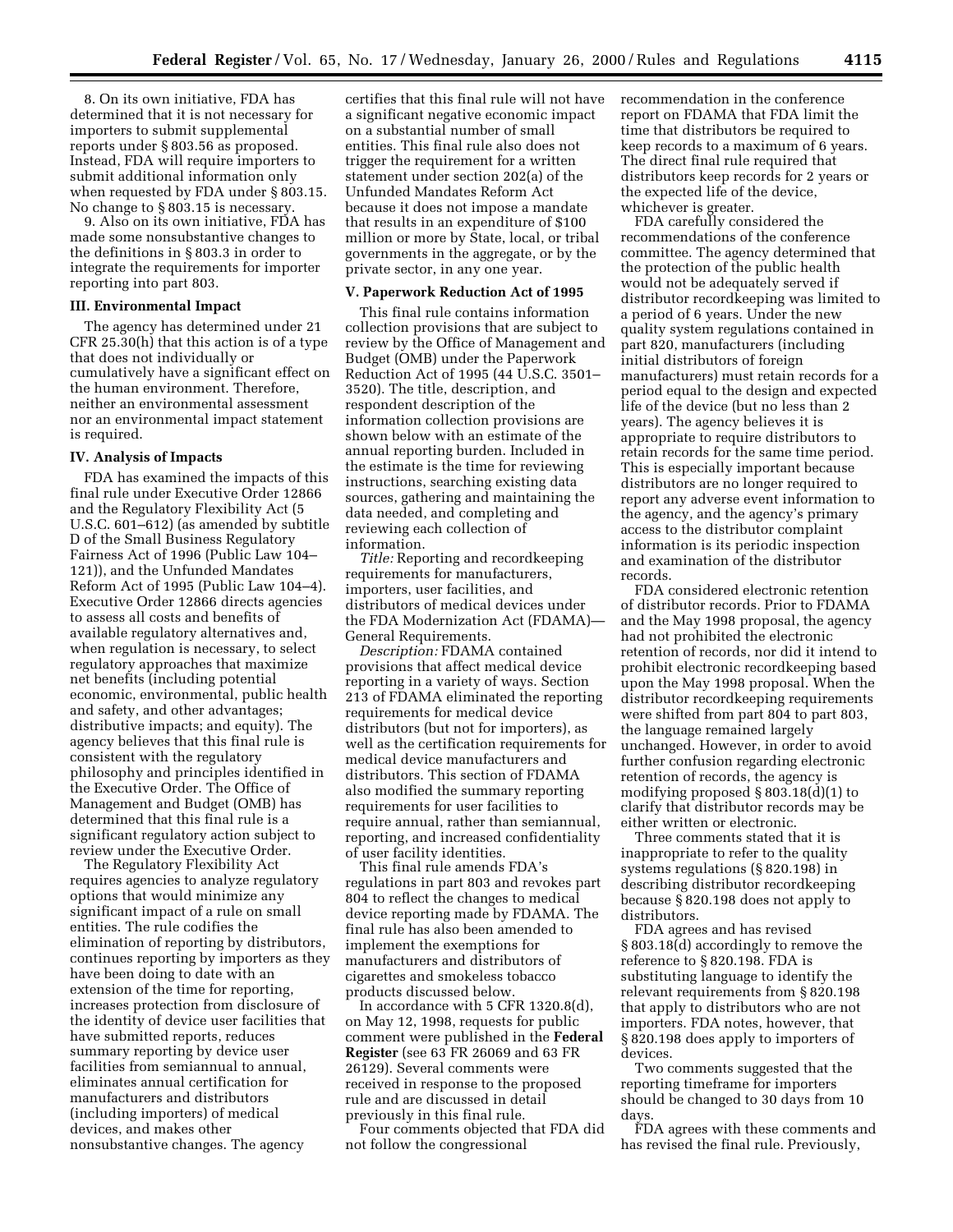8. On its own initiative, FDA has determined that it is not necessary for importers to submit supplemental reports under § 803.56 as proposed. Instead, FDA will require importers to submit additional information only when requested by FDA under § 803.15. No change to § 803.15 is necessary.

9. Also on its own initiative, FDA has made some nonsubstantive changes to the definitions in § 803.3 in order to integrate the requirements for importer reporting into part 803.

### III. Environmental Impact

The agency has determined under 21 CFR 25.30(h) that this action is of a type that does not individually or cumulatively have a significant effect on the human environment. Therefore, neither an environmental assessment nor an environmental impact statement is required.

### IV. Analysis of Impacts

FDA has examined the impacts of this final rule under Executive Order 12866 and the Regulatory Flexibility Act (5 U.S.C. 601–612) (as amended by subtitle D of the Small Business Regulatory Fairness Act of 1996 (Public Law 104–121)), and the Unfunded Mandates Reform Act of 1995 (Public Law 104–4). Executive Order 12866 directs agencies to assess all costs and benefits of available regulatory alternatives and, when regulation is necessary, to select regulatory approaches that maximize net benefits (including potential economic, environmental, public health and safety, and other advantages; distributive impacts; and equity). The agency believes that this final rule is consistent with the regulatory philosophy and principles identified in the Executive Order. The Office of Management and Budget (OMB) has determined that this final rule is a significant regulatory action subject to review under the Executive Order.

The Regulatory Flexibility Act requires agencies to analyze regulatory options that would minimize any significant impact of a rule on small entities. The rule codifies the elimination of reporting by distributors, continues reporting by importers as they have been doing to date with an extension of the time for reporting, increases protection from disclosure of the identity of device user facilities that have submitted reports, reduces summary reporting by device user facilities from semiannual to annual, eliminates annual certification for manufacturers and distributors (including importers) of medical devices, and makes other nonsubstantive changes. The agency certifies that this final rule will not have a significant negative economic impact on a substantial number of small entities. This final rule also does not trigger the requirement for a written statement under section 202(a) of the Unfunded Mandates Reform Act because it does not impose a mandate that results in an expenditure of $100 million or more by State, local, or tribal governments in the aggregate, or by the private sector, in any one year.

### V. Paperwork Reduction Act of 1995

This final rule contains information collection provisions that are subject to review by the Office of Management and Budget (OMB) under the Paperwork Reduction Act of 1995 (44 U.S.C. 3501–3520). The title, description, and respondent description of the information collection provisions are shown below with an estimate of the annual reporting burden. Included in the estimate is the time for reviewing instructions, searching existing data sources, gathering and maintaining the data needed, and completing and reviewing each collection of information.

*Title:* Reporting and recordkeeping requirements for manufacturers, importers, user facilities, and distributors of medical devices under the FDA Modernization Act (FDAMA)—General Requirements.

*Description:* FDAMA contained provisions that affect medical device reporting in a variety of ways. Section 213 of FDAMA eliminated the reporting requirements for medical device distributors (but not for importers), as well as the certification requirements for medical device manufacturers and distributors. This section of FDAMA also modified the summary reporting requirements for user facilities to require annual, rather than semiannual, reporting, and increased confidentiality of user facility identities.

This final rule amends FDA's regulations in part 803 and revokes part 804 to reflect the changes to medical device reporting made by FDAMA. The final rule has also been amended to implement the exemptions for manufacturers and distributors of cigarettes and smokeless tobacco products discussed below.

In accordance with 5 CFR 1320.8(d), on May 12, 1998, requests for public comment were published in the **Federal Register** (see 63 FR 26069 and 63 FR 26129). Several comments were received in response to the proposed rule and are discussed in detail previously in this final rule.

Four comments objected that FDA did not follow the congressional recommendation in the conference report on FDAMA that FDA limit the time that distributors be required to keep records to a maximum of 6 years. The direct final rule required that distributors keep records for 2 years or the expected life of the device, whichever is greater.

FDA carefully considered the recommendations of the conference committee. The agency determined that the protection of the public health would not be adequately served if distributor recordkeeping was limited to a period of 6 years. Under the new quality system regulations contained in part 820, manufacturers (including initial distributors of foreign manufacturers) must retain records for a period equal to the design and expected life of the device (but no less than 2 years). The agency believes it is appropriate to require distributors to retain records for the same time period. This is especially important because distributors are no longer required to report any adverse event information to the agency, and the agency's primary access to the distributor complaint information is its periodic inspection and examination of the distributor records.

FDA considered electronic retention of distributor records. Prior to FDAMA and the May 1998 proposal, the agency had not prohibited the electronic retention of records, nor did it intend to prohibit electronic recordkeeping based upon the May 1998 proposal. When the distributor recordkeeping requirements were shifted from part 804 to part 803, the language remained largely unchanged. However, in order to avoid further confusion regarding electronic retention of records, the agency is modifying proposed § 803.18(d)(1) to clarify that distributor records may be either written or electronic.

Three comments stated that it is inappropriate to refer to the quality systems regulations (§ 820.198) in describing distributor recordkeeping because § 820.198 does not apply to distributors.

FDA agrees and has revised § 803.18(d) accordingly to remove the reference to § 820.198. FDA is substituting language to identify the relevant requirements from § 820.198 that apply to distributors who are not importers. FDA notes, however, that § 820.198 does apply to importers of devices.

Two comments suggested that the reporting timeframe for importers should be changed to 30 days from 10 days.

FDA agrees with these comments and has revised the final rule. Previously,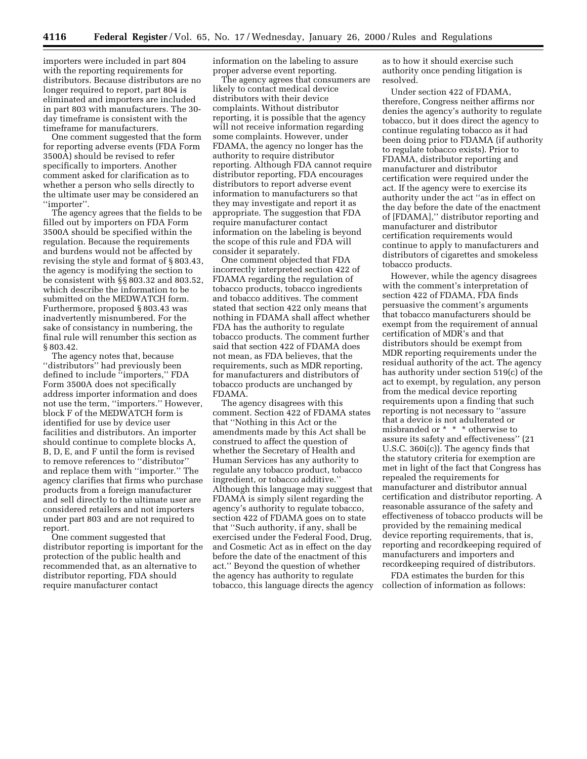importers were included in part 804 with the reporting requirements for distributors. Because distributors are no longer required to report, part 804 is eliminated and importers are included in part 803 with manufacturers. The 30-day timeframe is consistent with the timeframe for manufacturers.

One comment suggested that the form for reporting adverse events (FDA Form 3500A) should be revised to refer specifically to importers. Another comment asked for clarification as to whether a person who sells directly to the ultimate user may be considered an ''importer''.

The agency agrees that the fields to be filled out by importers on FDA Form 3500A should be specified within the regulation. Because the requirements and burdens would not be affected by revising the style and format of § 803.43, the agency is modifying the section to be consistent with §§ 803.32 and 803.52, which describe the information to be submitted on the MEDWATCH form. Furthermore, proposed § 803.43 was inadvertently misnumbered. For the sake of consistancy in numbering, the final rule will renumber this section as § 803.42.

The agency notes that, because ''distributors'' had previously been defined to include ''importers,'' FDA Form 3500A does not specifically address importer information and does not use the term, ''importers.'' However, block F of the MEDWATCH form is identified for use by device user facilities and distributors. An importer should continue to complete blocks A, B, D, E, and F until the form is revised to remove references to ''distributor'' and replace them with ''importer.'' The agency clarifies that firms who purchase products from a foreign manufacturer and sell directly to the ultimate user are considered retailers and not importers under part 803 and are not required to report.

One comment suggested that distributor reporting is important for the protection of the public health and recommended that, as an alternative to distributor reporting, FDA should require manufacturer contact information on the labeling to assure proper adverse event reporting.

The agency agrees that consumers are likely to contact medical device distributors with their device complaints. Without distributor reporting, it is possible that the agency will not receive information regarding some complaints. However, under FDAMA, the agency no longer has the authority to require distributor reporting. Although FDA cannot require distributor reporting, FDA encourages distributors to report adverse event information to manufacturers so that they may investigate and report it as appropriate. The suggestion that FDA require manufacturer contact information on the labeling is beyond the scope of this rule and FDA will consider it separately.

One comment objected that FDA incorrectly interpreted section 422 of FDAMA regarding the regulation of tobacco products, tobacco ingredients and tobacco additives. The comment stated that section 422 only means that nothing in FDAMA shall affect whether FDA has the authority to regulate tobacco products. The comment further said that section 422 of FDAMA does not mean, as FDA believes, that the requirements, such as MDR reporting, for manufacturers and distributors of tobacco products are unchanged by FDAMA.

The agency disagrees with this comment. Section 422 of FDAMA states that ''Nothing in this Act or the amendments made by this Act shall be construed to affect the question of whether the Secretary of Health and Human Services has any authority to regulate any tobacco product, tobacco ingredient, or tobacco additive.'' Although this language may suggest that FDAMA is simply silent regarding the agency's authority to regulate tobacco, section 422 of FDAMA goes on to state that ''Such authority, if any, shall be exercised under the Federal Food, Drug, and Cosmetic Act as in effect on the day before the date of the enactment of this act.'' Beyond the question of whether the agency has authority to regulate tobacco, this language directs the agency as to how it should exercise such authority once pending litigation is resolved.

Under section 422 of FDAMA, therefore, Congress neither affirms nor denies the agency's authority to regulate tobacco, but it does direct the agency to continue regulating tobacco as it had been doing prior to FDAMA (if authority to regulate tobacco exists). Prior to FDAMA, distributor reporting and manufacturer and distributor certification were required under the act. If the agency were to exercise its authority under the act ''as in effect on the day before the date of the enactment of [FDAMA],'' distributor reporting and manufacturer and distributor certification requirements would continue to apply to manufacturers and distributors of cigarettes and smokeless tobacco products.

However, while the agency disagrees with the comment's interpretation of section 422 of FDAMA, FDA finds persuasive the comment's arguments that tobacco manufacturers should be exempt from the requirement of annual certification of MDR's and that distributors should be exempt from MDR reporting requirements under the residual authority of the act. The agency has authority under section 519(c) of the act to exempt, by regulation, any person from the medical device reporting requirements upon a finding that such reporting is not necessary to ''assure that a device is not adulterated or misbranded or * * * otherwise to assure its safety and effectiveness'' (21 U.S.C. 360i(c)). The agency finds that the statutory criteria for exemption are met in light of the fact that Congress has repealed the requirements for manufacturer and distributor annual certification and distributor reporting. A reasonable assurance of the safety and effectiveness of tobacco products will be provided by the remaining medical device reporting requirements, that is, reporting and recordkeeping required of manufacturers and importers and recordkeeping required of distributors.

FDA estimates the burden for this collection of information as follows: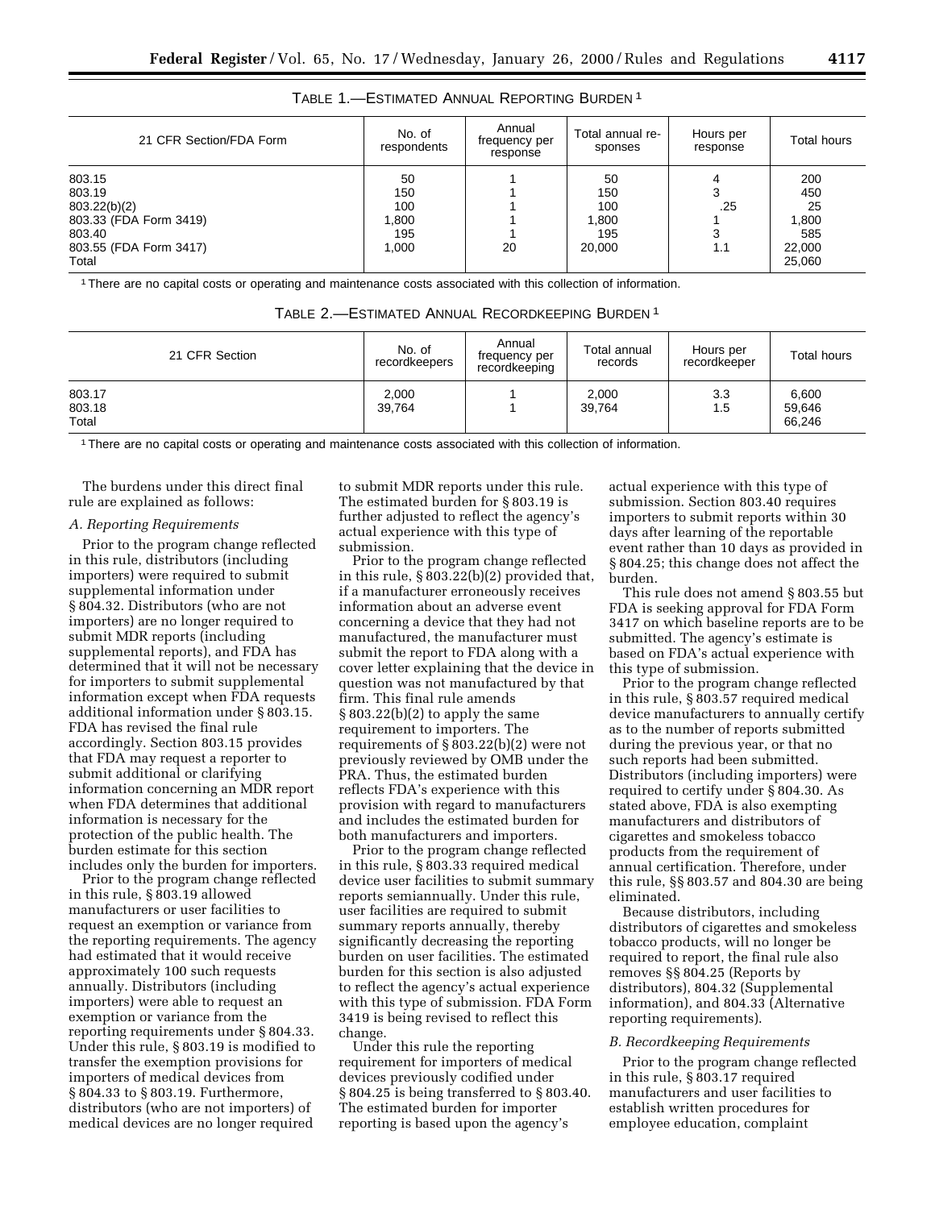TABLE 1.—ESTIMATED ANNUAL REPORTING BURDEN [1]

| 21 CFR Section/FDA Form | No. of respondents | Annual frequency per response | Total annual responses | Hours per response | Total hours |
|---|---|---|---|---|---|
| 803.15 | 50 | 1 | 50 | 4 | 200 |
| 803.19 | 150 | 1 | 150 | 3 | 450 |
| 803.22(b)(2) | 100 | 1 | 100 | .25 | 25 |
| 803.33 (FDA Form 3419) | 1,800 | 1 | 1,800 | 1 | 1,800 |
| 803.40 | 195 | 1 | 195 | 3 | 585 |
| 803.55 (FDA Form 3417) | 1,000 | 20 | 20,000 | 1.1 | 22,000 |
| Total | | | | | 25,060 |

[1] There are no capital costs or operating and maintenance costs associated with this collection of information.

TABLE 2.—ESTIMATED ANNUAL RECORDKEEPING BURDEN [1]

| 21 CFR Section | No. of recordkeepers | Annual frequency per recordkeeping | Total annual records | Hours per recordkeeper | Total hours |
|---|---|---|---|---|---|
| 803.17 | 2,000 | 1 | 2,000 | 3.3 | 6,600 |
| 803.18 | 39,764 | 1 | 39,764 | 1.5 | 59,646 |
| Total | | | | | 66,246 |

[1] There are no capital costs or operating and maintenance costs associated with this collection of information.

The burdens under this direct final rule are explained as follows:

*A. Reporting Requirements*

Prior to the program change reflected in this rule, distributors (including importers) were required to submit supplemental information under § 804.32. Distributors (who are not importers) are no longer required to submit MDR reports (including supplemental reports), and FDA has determined that it will not be necessary for importers to submit supplemental information except when FDA requests additional information under § 803.15. FDA has revised the final rule accordingly. Section 803.15 provides that FDA may request a reporter to submit additional or clarifying information concerning an MDR report when FDA determines that additional information is necessary for the protection of the public health. The burden estimate for this section includes only the burden for importers.

Prior to the program change reflected in this rule, § 803.19 allowed manufacturers or user facilities to request an exemption or variance from the reporting requirements. The agency had estimated that it would receive approximately 100 such requests annually. Distributors (including importers) were able to request an exemption or variance from the reporting requirements under § 804.33. Under this rule, § 803.19 is modified to transfer the exemption provisions for importers of medical devices from § 804.33 to § 803.19. Furthermore, distributors (who are not importers) of medical devices are no longer required to submit MDR reports under this rule. The estimated burden for § 803.19 is further adjusted to reflect the agency's actual experience with this type of submission.

Prior to the program change reflected in this rule, § 803.22(b)(2) provided that, if a manufacturer erroneously receives information about an adverse event concerning a device that they had not manufactured, the manufacturer must submit the report to FDA along with a cover letter explaining that the device in question was not manufactured by that firm. This final rule amends § 803.22(b)(2) to apply the same requirement to importers. The requirements of § 803.22(b)(2) were not previously reviewed by OMB under the PRA. Thus, the estimated burden reflects FDA's experience with this provision with regard to manufacturers and includes the estimated burden for both manufacturers and importers.

Prior to the program change reflected in this rule, § 803.33 required medical device user facilities to submit summary reports semiannually. Under this rule, user facilities are required to submit summary reports annually, thereby significantly decreasing the reporting burden on user facilities. The estimated burden for this section is also adjusted to reflect the agency's actual experience with this type of submission. FDA Form 3419 is being revised to reflect this change.

Under this rule the reporting requirement for importers of medical devices previously codified under § 804.25 is being transferred to § 803.40. The estimated burden for importer reporting is based upon the agency's actual experience with this type of submission. Section 803.40 requires importers to submit reports within 30 days after learning of the reportable event rather than 10 days as provided in § 804.25; this change does not affect the burden.

This rule does not amend § 803.55 but FDA is seeking approval for FDA Form 3417 on which baseline reports are to be submitted. The agency's estimate is based on FDA's actual experience with this type of submission.

Prior to the program change reflected in this rule, § 803.57 required medical device manufacturers to annually certify as to the number of reports submitted during the previous year, or that no such reports had been submitted. Distributors (including importers) were required to certify under § 804.30. As stated above, FDA is also exempting manufacturers and distributors of cigarettes and smokeless tobacco products from the requirement of annual certification. Therefore, under this rule, §§ 803.57 and 804.30 are being eliminated.

Because distributors, including distributors of cigarettes and smokeless tobacco products, will no longer be required to report, the final rule also removes §§ 804.25 (Reports by distributors), 804.32 (Supplemental information), and 804.33 (Alternative reporting requirements).

*B. Recordkeeping Requirements*

Prior to the program change reflected in this rule, § 803.17 required manufacturers and user facilities to establish written procedures for employee education, complaint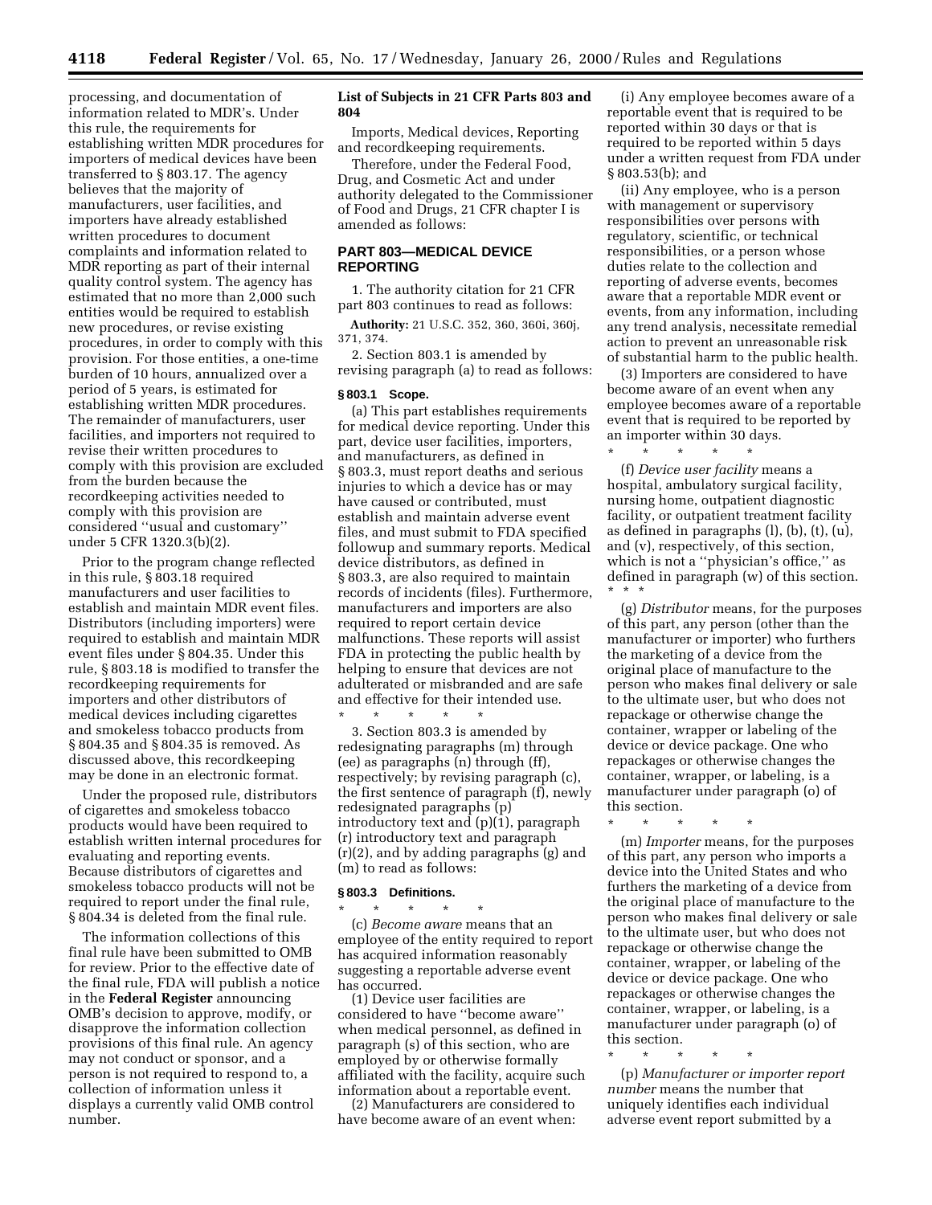processing, and documentation of information related to MDR's. Under this rule, the requirements for establishing written MDR procedures for importers of medical devices have been transferred to § 803.17. The agency believes that the majority of manufacturers, user facilities, and importers have already established written procedures to document complaints and information related to MDR reporting as part of their internal quality control system. The agency has estimated that no more than 2,000 such entities would be required to establish new procedures, or revise existing procedures, in order to comply with this provision. For those entities, a one-time burden of 10 hours, annualized over a period of 5 years, is estimated for establishing written MDR procedures. The remainder of manufacturers, user facilities, and importers not required to revise their written procedures to comply with this provision are excluded from the burden because the recordkeeping activities needed to comply with this provision are considered ''usual and customary'' under 5 CFR 1320.3(b)(2).

Prior to the program change reflected in this rule, § 803.18 required manufacturers and user facilities to establish and maintain MDR event files. Distributors (including importers) were required to establish and maintain MDR event files under § 804.35. Under this rule, § 803.18 is modified to transfer the recordkeeping requirements for importers and other distributors of medical devices including cigarettes and smokeless tobacco products from § 804.35 and § 804.35 is removed. As discussed above, this recordkeeping may be done in an electronic format.

Under the proposed rule, distributors of cigarettes and smokeless tobacco products would have been required to establish written internal procedures for evaluating and reporting events. Because distributors of cigarettes and smokeless tobacco products will not be required to report under the final rule, § 804.34 is deleted from the final rule.

The information collections of this final rule have been submitted to OMB for review. Prior to the effective date of the final rule, FDA will publish a notice in the **Federal Register** announcing OMB's decision to approve, modify, or disapprove the information collection provisions of this final rule. An agency may not conduct or sponsor, and a person is not required to respond to, a collection of information unless it displays a currently valid OMB control number.

**List of Subjects in 21 CFR Parts 803 and 804**

Imports, Medical devices, Reporting and recordkeeping requirements.

Therefore, under the Federal Food, Drug, and Cosmetic Act and under authority delegated to the Commissioner of Food and Drugs, 21 CFR chapter I is amended as follows:

## PART 803—MEDICAL DEVICE REPORTING

1. The authority citation for 21 CFR part 803 continues to read as follows:

**Authority:** 21 U.S.C. 352, 360, 360i, 360j, 371, 374.

2. Section 803.1 is amended by revising paragraph (a) to read as follows:

### § 803.1 Scope.

(a) This part establishes requirements for medical device reporting. Under this part, device user facilities, importers, and manufacturers, as defined in § 803.3, must report deaths and serious injuries to which a device has or may have caused or contributed, must establish and maintain adverse event files, and must submit to FDA specified followup and summary reports. Medical device distributors, as defined in § 803.3, are also required to maintain records of incidents (files). Furthermore, manufacturers and importers are also required to report certain device malfunctions. These reports will assist FDA in protecting the public health by helping to ensure that devices are not adulterated or misbranded and are safe and effective for their intended use.

\* \* \* \* \*

3. Section 803.3 is amended by redesignating paragraphs (m) through (ee) as paragraphs (n) through (ff), respectively; by revising paragraph (c), the first sentence of paragraph (f), newly redesignated paragraphs (p) introductory text and (p)(1), paragraph (r) introductory text and paragraph (r)(2), and by adding paragraphs (g) and (m) to read as follows:

### § 803.3 Definitions.

\* \* \* \* \*

(c) *Become aware* means that an employee of the entity required to report has acquired information reasonably suggesting a reportable adverse event has occurred.

(1) Device user facilities are considered to have ''become aware'' when medical personnel, as defined in paragraph (s) of this section, who are employed by or otherwise formally affiliated with the facility, acquire such information about a reportable event.

(2) Manufacturers are considered to have become aware of an event when:

(i) Any employee becomes aware of a reportable event that is required to be reported within 30 days or that is required to be reported within 5 days under a written request from FDA under § 803.53(b); and

(ii) Any employee, who is a person with management or supervisory responsibilities over persons with regulatory, scientific, or technical responsibilities, or a person whose duties relate to the collection and reporting of adverse events, becomes aware that a reportable MDR event or events, from any information, including any trend analysis, necessitate remedial action to prevent an unreasonable risk of substantial harm to the public health.

(3) Importers are considered to have become aware of an event when any employee becomes aware of a reportable event that is required to be reported by an importer within 30 days.

\* \* \* \* \*

(f) *Device user facility* means a hospital, ambulatory surgical facility, nursing home, outpatient diagnostic facility, or outpatient treatment facility as defined in paragraphs (l), (b), (t), (u), and (v), respectively, of this section, which is not a ''physician's office,'' as defined in paragraph (w) of this section. \* \* \*

(g) *Distributor* means, for the purposes of this part, any person (other than the manufacturer or importer) who furthers the marketing of a device from the original place of manufacture to the person who makes final delivery or sale to the ultimate user, but who does not repackage or otherwise change the container, wrapper or labeling of the device or device package. One who repackages or otherwise changes the container, wrapper, or labeling, is a manufacturer under paragraph (o) of this section.

\* \* \* \* \*

(m) *Importer* means, for the purposes of this part, any person who imports a device into the United States and who furthers the marketing of a device from the original place of manufacture to the person who makes final delivery or sale to the ultimate user, but who does not repackage or otherwise change the container, wrapper, or labeling of the device or device package. One who repackages or otherwise changes the container, wrapper, or labeling, is a manufacturer under paragraph (o) of this section.

\* \* \* \* \*

(p) *Manufacturer or importer report number* means the number that uniquely identifies each individual adverse event report submitted by a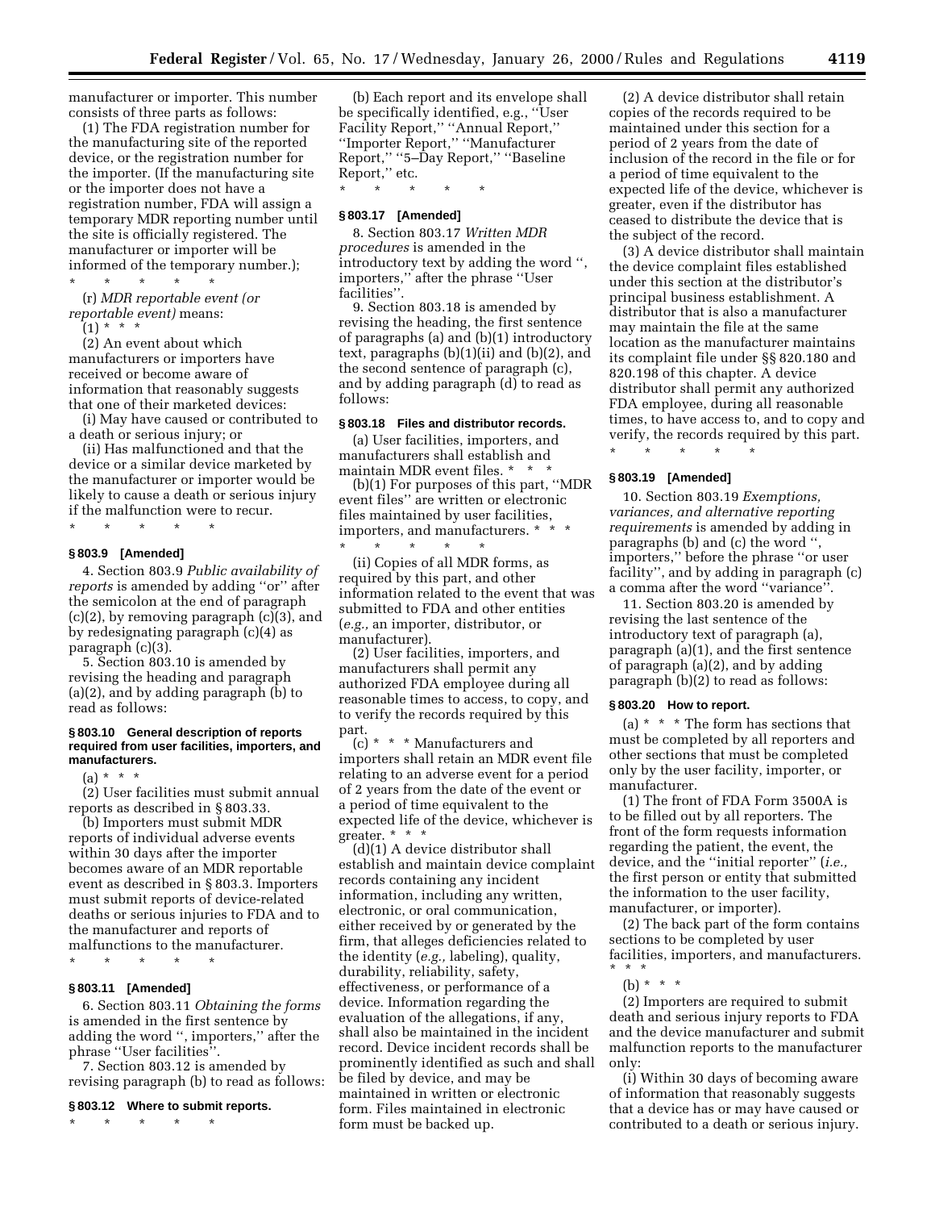manufacturer or importer. This number consists of three parts as follows:

(1) The FDA registration number for the manufacturing site of the reported device, or the registration number for the importer. (If the manufacturing site or the importer does not have a registration number, FDA will assign a temporary MDR reporting number until the site is officially registered. The manufacturer or importer will be informed of the temporary number.);

\* \* \* \* \*

(r) *MDR reportable event (or reportable event)* means:

(1) \* \* \*

(2) An event about which manufacturers or importers have received or become aware of information that reasonably suggests that one of their marketed devices:

(i) May have caused or contributed to a death or serious injury; or

(ii) Has malfunctioned and that the device or a similar device marketed by the manufacturer or importer would be likely to cause a death or serious injury if the malfunction were to recur.

\* \* \* \* \*

### § 803.9 [Amended]

4. Section 803.9 *Public availability of reports* is amended by adding ''or'' after the semicolon at the end of paragraph (c)(2), by removing paragraph (c)(3), and by redesignating paragraph (c)(4) as paragraph (c)(3).

5. Section 803.10 is amended by revising the heading and paragraph (a)(2), and by adding paragraph (b) to read as follows:

### § 803.10 General description of reports required from user facilities, importers, and manufacturers.

(a) \* \* \*

(2) User facilities must submit annual reports as described in § 803.33.

(b) Importers must submit MDR reports of individual adverse events within 30 days after the importer becomes aware of an MDR reportable event as described in § 803.3. Importers must submit reports of device-related deaths or serious injuries to FDA and to the manufacturer and reports of malfunctions to the manufacturer.

\* \* \* \* \*

### § 803.11 [Amended]

6. Section 803.11 *Obtaining the forms* is amended in the first sentence by adding the word '', importers,'' after the phrase ''User facilities''.

7. Section 803.12 is amended by revising paragraph (b) to read as follows:

### § 803.12 Where to submit reports.

\* \* \* \* \*

(b) Each report and its envelope shall be specifically identified, e.g., ''User Facility Report,'' ''Annual Report,'' ''Importer Report,'' ''Manufacturer Report,'' ''5–Day Report,'' ''Baseline Report,'' etc.

\* \* \* \* \*

### § 803.17 [Amended]

8. Section 803.17 *Written MDR procedures* is amended in the introductory text by adding the word '', importers,'' after the phrase ''User facilities''.

9. Section 803.18 is amended by revising the heading, the first sentence of paragraphs (a) and (b)(1) introductory text, paragraphs (b)(1)(ii) and (b)(2), and the second sentence of paragraph (c), and by adding paragraph (d) to read as follows:

### § 803.18 Files and distributor records.

(a) User facilities, importers, and manufacturers shall establish and maintain MDR event files. \* \* \*

(b)(1) For purposes of this part, ''MDR event files'' are written or electronic files maintained by user facilities, importers, and manufacturers. \* \* \*

\* \* \* \* \*

(ii) Copies of all MDR forms, as required by this part, and other information related to the event that was submitted to FDA and other entities (*e.g.,* an importer, distributor, or manufacturer).

(2) User facilities, importers, and manufacturers shall permit any authorized FDA employee during all reasonable times to access, to copy, and to verify the records required by this part.

(c) \* \* \* Manufacturers and importers shall retain an MDR event file relating to an adverse event for a period of 2 years from the date of the event or a period of time equivalent to the expected life of the device, whichever is greater. \* \* \*

(d)(1) A device distributor shall establish and maintain device complaint records containing any incident information, including any written, electronic, or oral communication, either received by or generated by the firm, that alleges deficiencies related to the identity (*e.g.,* labeling), quality, durability, reliability, safety, effectiveness, or performance of a device. Information regarding the evaluation of the allegations, if any, shall also be maintained in the incident record. Device incident records shall be prominently identified as such and shall be filed by device, and may be maintained in written or electronic form. Files maintained in electronic form must be backed up.

(2) A device distributor shall retain copies of the records required to be maintained under this section for a period of 2 years from the date of inclusion of the record in the file or for a period of time equivalent to the expected life of the device, whichever is greater, even if the distributor has ceased to distribute the device that is the subject of the record.

(3) A device distributor shall maintain the device complaint files established under this section at the distributor's principal business establishment. A distributor that is also a manufacturer may maintain the file at the same location as the manufacturer maintains its complaint file under §§ 820.180 and 820.198 of this chapter. A device distributor shall permit any authorized FDA employee, during all reasonable times, to have access to, and to copy and verify, the records required by this part.

\* \* \* \* \*

### § 803.19 [Amended]

10. Section 803.19 *Exemptions, variances, and alternative reporting requirements* is amended by adding in paragraphs (b) and (c) the word '', importers,'' before the phrase ''or user facility'', and by adding in paragraph (c) a comma after the word ''variance''.

11. Section 803.20 is amended by revising the last sentence of the introductory text of paragraph (a), paragraph (a)(1), and the first sentence of paragraph (a)(2), and by adding paragraph (b)(2) to read as follows:

### § 803.20 How to report.

(a) \* \* \* The form has sections that must be completed by all reporters and other sections that must be completed only by the user facility, importer, or manufacturer.

(1) The front of FDA Form 3500A is to be filled out by all reporters. The front of the form requests information regarding the patient, the event, the device, and the ''initial reporter'' (*i.e.,* the first person or entity that submitted the information to the user facility, manufacturer, or importer).

(2) The back part of the form contains sections to be completed by user facilities, importers, and manufacturers. \* \* \*

(b) \* \* \*

(2) Importers are required to submit death and serious injury reports to FDA and the device manufacturer and submit malfunction reports to the manufacturer only:

(i) Within 30 days of becoming aware of information that reasonably suggests that a device has or may have caused or contributed to a death or serious injury.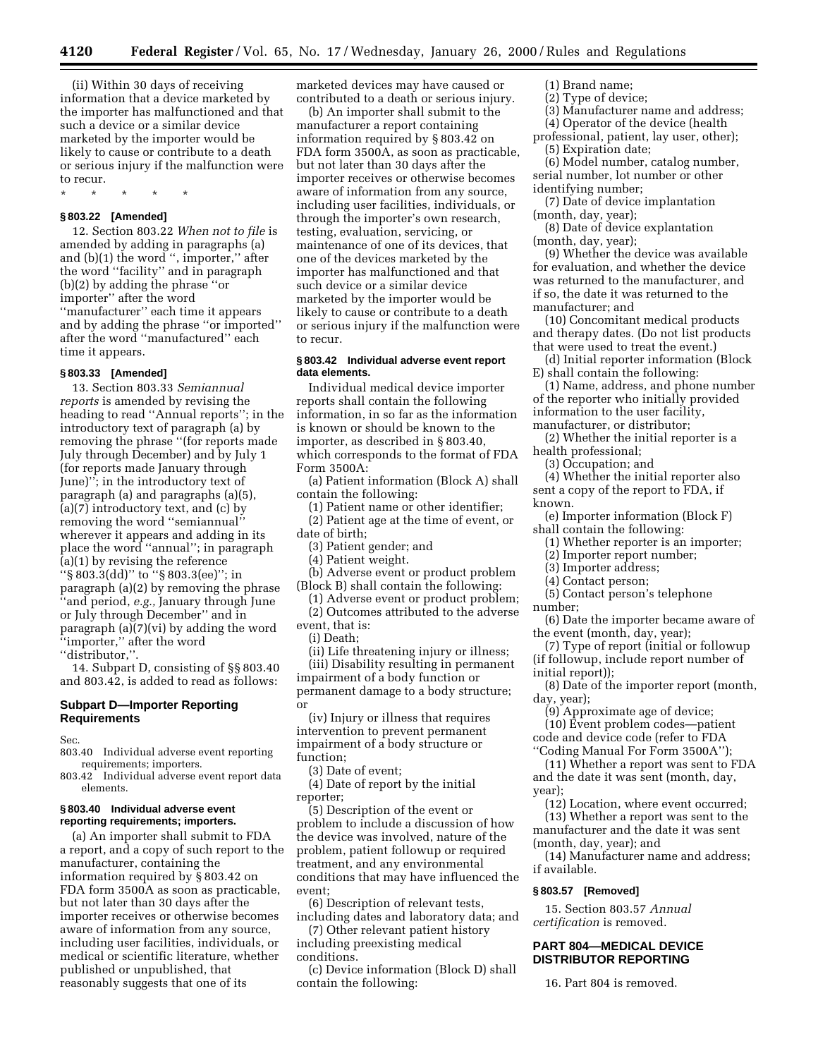(ii) Within 30 days of receiving information that a device marketed by the importer has malfunctioned and that such a device or a similar device marketed by the importer would be likely to cause or contribute to a death or serious injury if the malfunction were to recur.

\* \* \* \* \*

**§ 803.22 [Amended]**

12. Section 803.22 *When not to file* is amended by adding in paragraphs (a) and (b)(1) the word '', importer,'' after the word ''facility'' and in paragraph (b)(2) by adding the phrase ''or importer'' after the word ''manufacturer'' each time it appears and by adding the phrase ''or imported'' after the word ''manufactured'' each time it appears.

**§ 803.33 [Amended]**

13. Section 803.33 *Semiannual reports* is amended by revising the heading to read ''Annual reports''; in the introductory text of paragraph (a) by removing the phrase ''(for reports made July through December) and by July 1 (for reports made January through June)''; in the introductory text of paragraph (a) and paragraphs (a)(5), (a)(7) introductory text, and (c) by removing the word ''semiannual'' wherever it appears and adding in its place the word ''annual''; in paragraph (a)(1) by revising the reference ''§ 803.3(dd)'' to ''§ 803.3(ee)''; in paragraph (a)(2) by removing the phrase ''and period, *e.g.,* January through June or July through December'' and in paragraph (a)(7)(vi) by adding the word ''importer,'' after the word ''distributor,''.

14. Subpart D, consisting of §§ 803.40 and 803.42, is added to read as follows:

## Subpart D—Importer Reporting Requirements

Sec.
803.40 Individual adverse event reporting requirements; importers.
803.42 Individual adverse event report data elements.

**§ 803.40 Individual adverse event reporting requirements; importers.**

(a) An importer shall submit to FDA a report, and a copy of such report to the manufacturer, containing the information required by § 803.42 on FDA form 3500A as soon as practicable, but not later than 30 days after the importer receives or otherwise becomes aware of information from any source, including user facilities, individuals, or medical or scientific literature, whether published or unpublished, that reasonably suggests that one of its marketed devices may have caused or contributed to a death or serious injury.

(b) An importer shall submit to the manufacturer a report containing information required by § 803.42 on FDA form 3500A, as soon as practicable, but not later than 30 days after the importer receives or otherwise becomes aware of information from any source, including user facilities, individuals, or through the importer's own research, testing, evaluation, servicing, or maintenance of one of its devices, that one of the devices marketed by the importer has malfunctioned and that such device or a similar device marketed by the importer would be likely to cause or contribute to a death or serious injury if the malfunction were to recur.

**§ 803.42 Individual adverse event report data elements.**

Individual medical device importer reports shall contain the following information, in so far as the information is known or should be known to the importer, as described in § 803.40, which corresponds to the format of FDA Form 3500A:

(a) Patient information (Block A) shall contain the following:

(1) Patient name or other identifier;

(2) Patient age at the time of event, or date of birth;

(3) Patient gender; and

(4) Patient weight.

(b) Adverse event or product problem (Block B) shall contain the following:

(1) Adverse event or product problem;

(2) Outcomes attributed to the adverse event, that is:

(i) Death;

(ii) Life threatening injury or illness;

(iii) Disability resulting in permanent impairment of a body function or permanent damage to a body structure; or

(iv) Injury or illness that requires intervention to prevent permanent impairment of a body structure or function;

(3) Date of event;

(4) Date of report by the initial reporter;

(5) Description of the event or problem to include a discussion of how the device was involved, nature of the problem, patient followup or required treatment, and any environmental conditions that may have influenced the event;

(6) Description of relevant tests, including dates and laboratory data; and

(7) Other relevant patient history including preexisting medical conditions.

(c) Device information (Block D) shall contain the following:

(1) Brand name;

(2) Type of device;

(3) Manufacturer name and address;

(4) Operator of the device (health professional, patient, lay user, other);

(5) Expiration date;

(6) Model number, catalog number, serial number, lot number or other identifying number;

(7) Date of device implantation (month, day, year);

(8) Date of device explantation (month, day, year);

(9) Whether the device was available for evaluation, and whether the device was returned to the manufacturer, and if so, the date it was returned to the manufacturer; and

(10) Concomitant medical products and therapy dates. (Do not list products that were used to treat the event.)

(d) Initial reporter information (Block E) shall contain the following:

(1) Name, address, and phone number of the reporter who initially provided information to the user facility, manufacturer, or distributor;

(2) Whether the initial reporter is a health professional;

(3) Occupation; and

(4) Whether the initial reporter also sent a copy of the report to FDA, if known.

(e) Importer information (Block F) shall contain the following:

(1) Whether reporter is an importer;

(2) Importer report number;

(3) Importer address;

(4) Contact person;

(5) Contact person's telephone number;

(6) Date the importer became aware of the event (month, day, year);

(7) Type of report (initial or followup (if followup, include report number of initial report));

(8) Date of the importer report (month, day, year);

(9) Approximate age of device;

(10) Event problem codes—patient code and device code (refer to FDA ''Coding Manual For Form 3500A'');

(11) Whether a report was sent to FDA and the date it was sent (month, day, year);

(12) Location, where event occurred;

(13) Whether a report was sent to the manufacturer and the date it was sent (month, day, year); and

(14) Manufacturer name and address; if available.

**§ 803.57 [Removed]**

15. Section 803.57 *Annual certification* is removed.

## PART 804—MEDICAL DEVICE DISTRIBUTOR REPORTING

16. Part 804 is removed.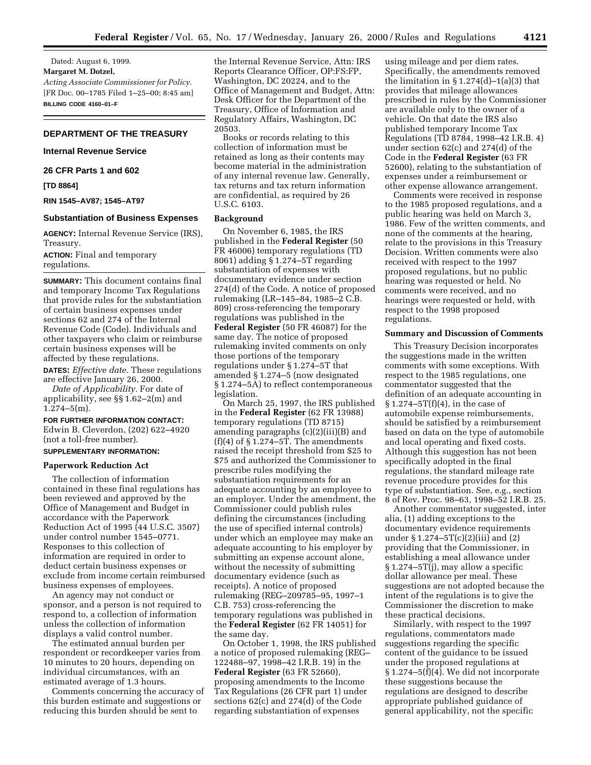Dated: August 6, 1999.

**Margaret M. Dotzel,**

*Acting Associate Commissioner for Policy.*

[FR Doc. 00–1785 Filed 1–25–00; 8:45 am]

**BILLING CODE 4160–01–F**

## DEPARTMENT OF THE TREASURY

### Internal Revenue Service

### 26 CFR Parts 1 and 602

**[TD 8864]**

**RIN 1545–AV87; 1545–AT97**

### Substantiation of Business Expenses

**AGENCY:** Internal Revenue Service (IRS), Treasury.

**ACTION:** Final and temporary regulations.

**SUMMARY:** This document contains final and temporary Income Tax Regulations that provide rules for the substantiation of certain business expenses under sections 62 and 274 of the Internal Revenue Code (Code). Individuals and other taxpayers who claim or reimburse certain business expenses will be affected by these regulations.

**DATES:** *Effective date.* These regulations are effective January 26, 2000.

*Date of Applicability.* For date of applicability, see §§ 1.62–2(m) and 1.274–5(m).

**FOR FURTHER INFORMATION CONTACT:** Edwin B. Cleverdon, (202) 622–4920 (not a toll-free number).

**SUPPLEMENTARY INFORMATION:**

### Paperwork Reduction Act

The collection of information contained in these final regulations has been reviewed and approved by the Office of Management and Budget in accordance with the Paperwork Reduction Act of 1995 (44 U.S.C. 3507) under control number 1545–0771. Responses to this collection of information are required in order to deduct certain business expenses or exclude from income certain reimbursed business expenses of employees.

An agency may not conduct or sponsor, and a person is not required to respond to, a collection of information unless the collection of information displays a valid control number.

The estimated annual burden per respondent or recordkeeper varies from 10 minutes to 20 hours, depending on individual circumstances, with an estimated average of 1.3 hours.

Comments concerning the accuracy of this burden estimate and suggestions or reducing this burden should be sent to the Internal Revenue Service, Attn: IRS Reports Clearance Officer, OP:FS:FP, Washington, DC 20224, and to the Office of Management and Budget, Attn: Desk Officer for the Department of the Treasury, Office of Information and Regulatory Affairs, Washington, DC 20503.

Books or records relating to this collection of information must be retained as long as their contents may become material in the administration of any internal revenue law. Generally, tax returns and tax return information are confidential, as required by 26 U.S.C. 6103.

### Background

On November 6, 1985, the IRS published in the **Federal Register** (50 FR 46006) temporary regulations (TD 8061) adding § 1.274–5T regarding substantiation of expenses with documentary evidence under section 274(d) of the Code. A notice of proposed rulemaking (LR–145–84, 1985–2 C.B. 809) cross-referencing the temporary regulations was published in the **Federal Register** (50 FR 46087) for the same day. The notice of proposed rulemaking invited comments on only those portions of the temporary regulations under § 1.274–5T that amended § 1.274–5 (now designated § 1.274–5A) to reflect contemporaneous legislation.

On March 25, 1997, the IRS published in the **Federal Register** (62 FR 13988) temporary regulations (TD 8715) amending paragraphs (c)(2)(iii)(B) and (f)(4) of § 1.274–5T. The amendments raised the receipt threshold from $25 to $75 and authorized the Commissioner to prescribe rules modifying the substantiation requirements for an adequate accounting by an employee to an employer. Under the amendment, the Commissioner could publish rules defining the circumstances (including the use of specified internal controls) under which an employee may make an adequate accounting to his employer by submitting an expense account alone, without the necessity of submitting documentary evidence (such as receipts). A notice of proposed rulemaking (REG–209785–95, 1997–1 C.B. 753) cross-referencing the temporary regulations was published in the **Federal Register** (62 FR 14051) for the same day.

On October 1, 1998, the IRS published a notice of proposed rulemaking (REG–122488–97, 1998–42 I.R.B. 19) in the **Federal Register** (63 FR 52660), proposing amendments to the Income Tax Regulations (26 CFR part 1) under sections 62(c) and 274(d) of the Code regarding substantiation of expenses using mileage and per diem rates. Specifically, the amendments removed the limitation in § 1.274(d)–1(a)(3) that provides that mileage allowances prescribed in rules by the Commissioner are available only to the owner of a vehicle. On that date the IRS also published temporary Income Tax Regulations (TD 8784, 1998–42 I.R.B. 4) under section 62(c) and 274(d) of the Code in the **Federal Register** (63 FR 52600), relating to the substantiation of expenses under a reimbursement or other expense allowance arrangement.

Comments were received in response to the 1985 proposed regulations, and a public hearing was held on March 3, 1986. Few of the written comments, and none of the comments at the hearing, relate to the provisions in this Treasury Decision. Written comments were also received with respect to the 1997 proposed regulations, but no public hearing was requested or held. No comments were received, and no hearings were requested or held, with respect to the 1998 proposed regulations.

### Summary and Discussion of Comments

This Treasury Decision incorporates the suggestions made in the written comments with some exceptions. With respect to the 1985 regulations, one commentator suggested that the definition of an adequate accounting in § 1.274–5T(f)(4), in the case of automobile expense reimbursements, should be satisfied by a reimbursement based on data on the type of automobile and local operating and fixed costs. Although this suggestion has not been specifically adopted in the final regulations, the standard mileage rate revenue procedure provides for this type of substantiation. See, e.g., section 8 of Rev. Proc. 98–63, 1998–52 I.R.B. 25.

Another commentator suggested, inter alia, (1) adding exceptions to the documentary evidence requirements under § 1.274–5T(c)(2)(iii) and (2) providing that the Commissioner, in establishing a meal allowance under § 1.274–5T(j), may allow a specific dollar allowance per meal. These suggestions are not adopted because the intent of the regulations is to give the Commissioner the discretion to make these practical decisions.

Similarly, with respect to the 1997 regulations, commentators made suggestions regarding the specific content of the guidance to be issued under the proposed regulations at § 1.274–5(f)(4). We did not incorporate these suggestions because the regulations are designed to describe appropriate published guidance of general applicability, not the specific